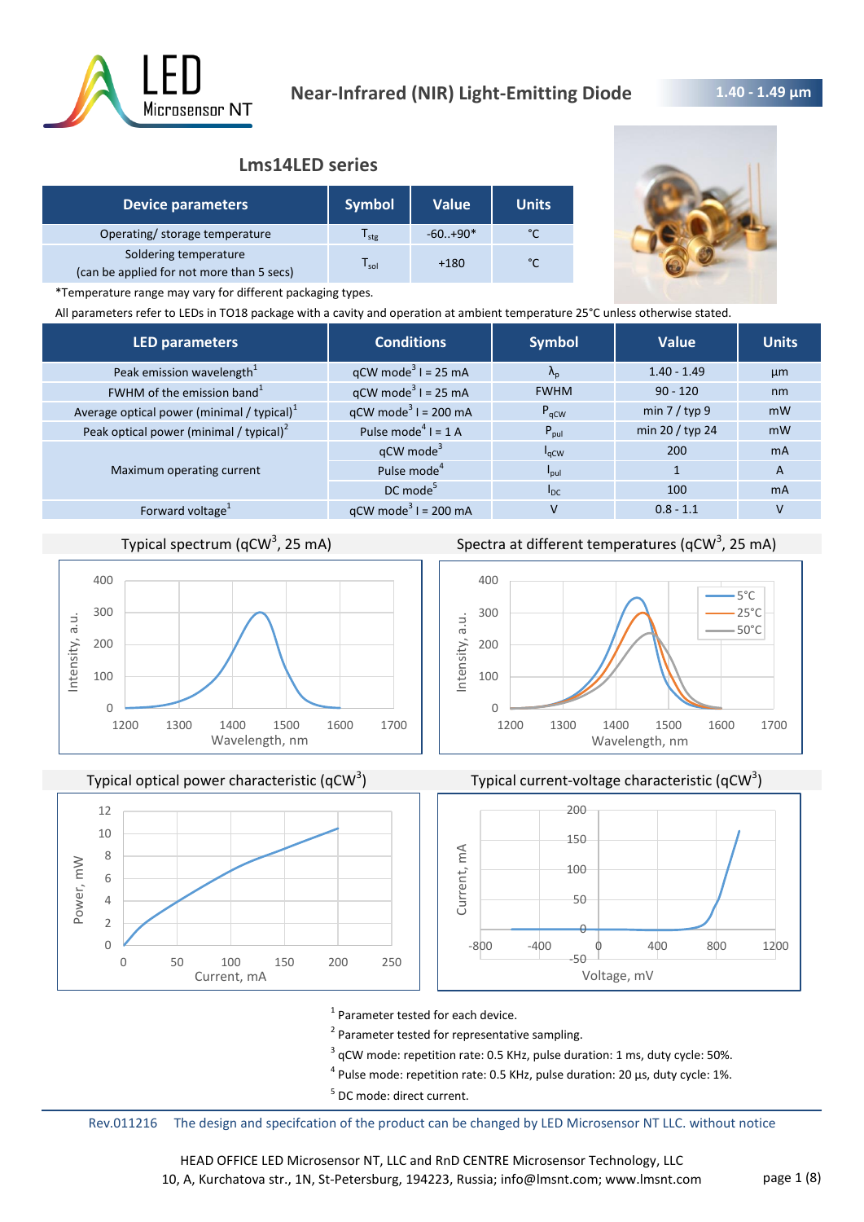# Near-Infrared (NIR) Light-Emitting Diode

**1.40 - 1.49 µm**

## Lms14LED series

| Device parameters | Symbol | Value | Units |
|---|---|---|---|
| Operating/ storage temperature | $T_{stg}$ | -60..+90* | °C |
| Soldering temperature (can be applied for not more than 5 secs) | $T_{sol}$ | +180 | °C |

*Temperature range may vary for different packaging types.

All parameters refer to LEDs in TO18 package with a cavity and operation at ambient temperature 25°C unless otherwise stated.

| LED parameters | Conditions | Symbol | Value | Units |
|---|---|---|---|---|
| Peak emission wavelength[1] | qCW mode[3] I = 25 mA | $\lambda_p$ | 1.40 - 1.49 | µm |
| FWHM of the emission band[1] | qCW mode[3] I = 25 mA | FWHM | 90 - 120 | nm |
| Average optical power (minimal / typical)[1] | qCW mode[3] I = 200 mA | $P_{qCW}$ | min 7 / typ 9 | mW |
| Peak optical power (minimal / typical)[2] | Pulse mode[4] I = 1 A | $P_{pul}$ | min 20 / typ 24 | mW |
| Maximum operating current | qCW mode[3] | $I_{qCW}$ | 200 | mA |
| | Pulse mode[4] | $I_{pul}$ | 1 | A |
| | DC mode[5] | $I_{DC}$ | 100 | mA |
| Forward voltage[1] | qCW mode[3] I = 200 mA | V | 0.8 - 1.1 | V |

Typical spectrum (qCW[3], 25 mA)

Spectra at different temperatures (qCW[3], 25 mA)

Typical optical power characteristic (qCW[3])

Typical current-voltage characteristic (qCW[3])

[1] Parameter tested for each device.
[2] Parameter tested for representative sampling.
[3] qCW mode: repetition rate: 0.5 KHz, pulse duration: 1 ms, duty cycle: 50%.
[4] Pulse mode: repetition rate: 0.5 KHz, pulse duration: 20 µs, duty cycle: 1%.
[5] DC mode: direct current.

Rev.011216 The design and specifcation of the product can be changed by LED Microsensor NT LLC. without notice

HEAD OFFICE LED Microsensor NT, LLC and RnD CENTRE Microsensor Technology, LLC
10, A, Kurchatova str., 1N, St-Petersburg, 194223, Russia; info@lmsnt.com; www.lmsnt.com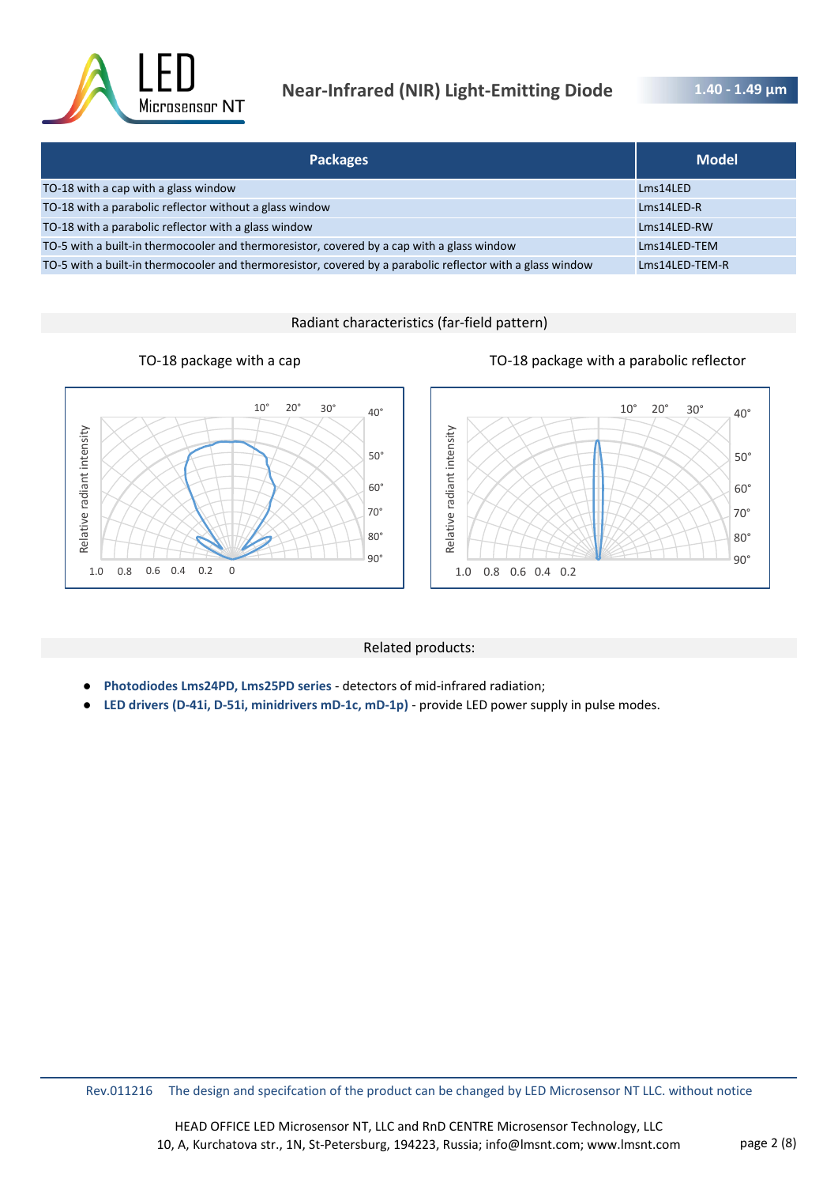| Packages | Model |
|---|---|
| TO-18 with a cap with a glass window | Lms14LED |
| TO-18 with a parabolic reflector without a glass window | Lms14LED-R |
| TO-18 with a parabolic reflector with a glass window | Lms14LED-RW |
| TO-5 with a built-in thermocooler and thermoresistor, covered by a cap with a glass window | Lms14LED-TEM |
| TO-5 with a built-in thermocooler and thermoresistor, covered by a parabolic reflector with a glass window | Lms14LED-TEM-R |

## Radiant characteristics (far-field pattern)

TO-18 package with a cap

TO-18 package with a parabolic reflector

## Related products:

- **Photodiodes Lms24PD, Lms25PD series** - detectors of mid-infrared radiation;
- **LED drivers (D-41i, D-51i, minidrivers mD-1c, mD-1p)** - provide LED power supply in pulse modes.

Rev.011216 The design and specifcation of the product can be changed by LED Microsensor NT LLC. without notice

HEAD OFFICE LED Microsensor NT, LLC and RnD CENTRE Microsensor Technology, LLC
10, A, Kurchatova str., 1N, St-Petersburg, 194223, Russia; info@lmsnt.com; www.lmsnt.com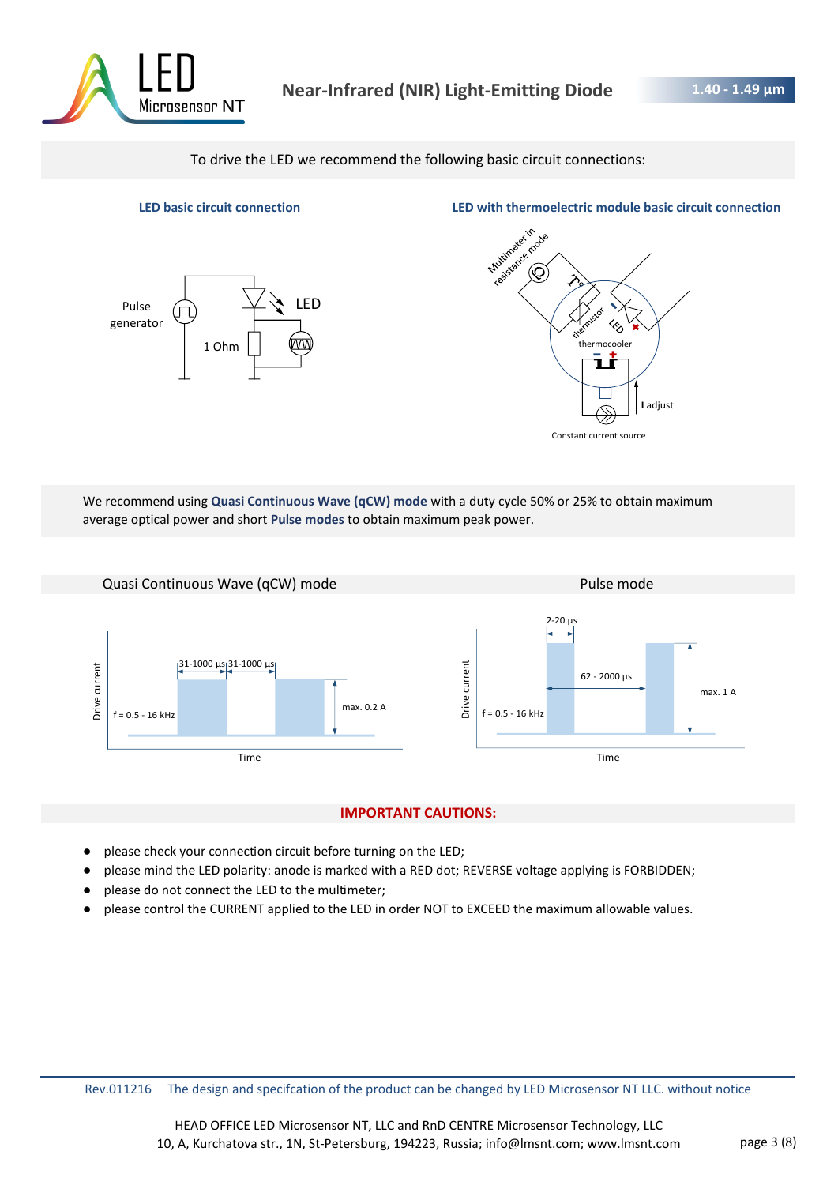To drive the LED we recommend the following basic circuit connections:

**LED basic circuit connection**

Pulse generator

LED

1 Ohm

**LED with thermoelectric module basic circuit connection**

Multimeter in resistance mode

thermistor

LED

thermocooler

I adjust

Constant current source

We recommend using **Quasi Continuous Wave (qCW) mode** with a duty cycle 50% or 25% to obtain maximum average optical power and short **Pulse modes** to obtain maximum peak power.

Quasi Continuous Wave (qCW) mode

31-1000 µs | 31-1000 µs

Drive current

f = 0.5 - 16 kHz

max. 0.2 A

Time

Pulse mode

2-20 µs

62 - 2000 µs

Drive current

f = 0.5 - 16 kHz

max. 1 A

Time

## IMPORTANT CAUTIONS:

- please check your connection circuit before turning on the LED;
- please mind the LED polarity: anode is marked with a RED dot; REVERSE voltage applying is FORBIDDEN;
- please do not connect the LED to the multimeter;
- please control the CURRENT applied to the LED in order NOT to EXCEED the maximum allowable values.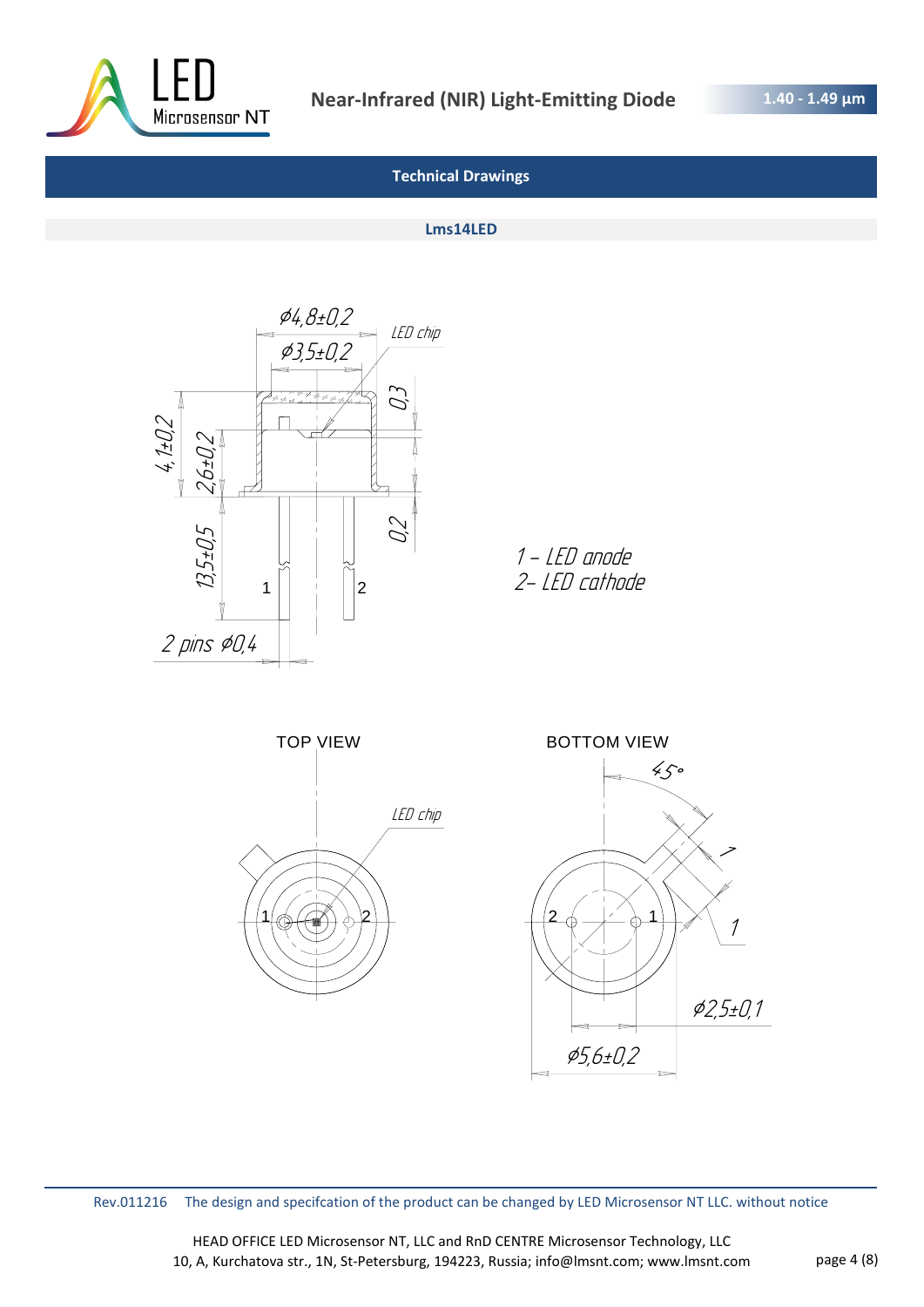## Technical Drawings

### Lms14LED

ø4,8±0,2

ø3,5±0,2

LED chip

0,3

4,1±0,2

2,6±0,2

13,5±0,5

0,2

1

2

2 pins ø0,4

1 – LED anode
2– LED cathode

TOP VIEW

LED chip

1

2

BOTTOM VIEW

45°

1

1

2

1

ø2,5±0,1

ø5,6±0,2

Rev.011216 The design and specifcation of the product can be changed by LED Microsensor NT LLC. without notice

HEAD OFFICE LED Microsensor NT, LLC and RnD CENTRE Microsensor Technology, LLC
10, A, Kurchatova str., 1N, St-Petersburg, 194223, Russia; info@lmsnt.com; www.lmsnt.com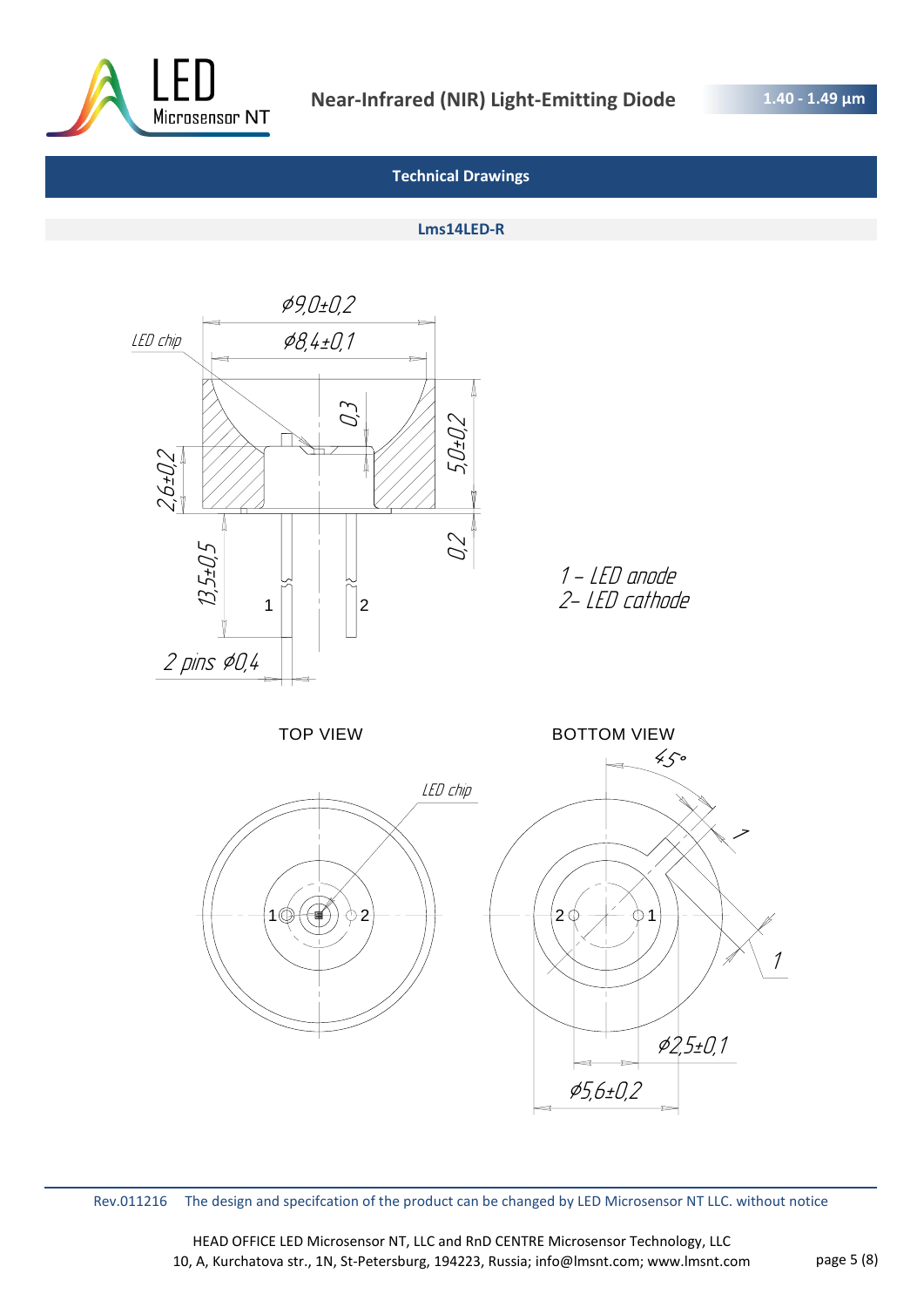## Technical Drawings

### Lms14LED-R

LED chip

Ø9,0±0,2

Ø8,4±0,1

0,3

5,0±0,2

2,6±0,2

0,2

13,5±0,5

1 2

2 pins Ø0,4

1 – LED anode
2– LED cathode

TOP VIEW

LED chip

1 2

BOTTOM VIEW

45°

1

2 1

1

Ø2,5±0,1

Ø5,6±0,2

Rev.011216 The design and specifcation of the product can be changed by LED Microsensor NT LLC. without notice

HEAD OFFICE LED Microsensor NT, LLC and RnD CENTRE Microsensor Technology, LLC
10, A, Kurchatova str., 1N, St-Petersburg, 194223, Russia; info@lmsnt.com; www.lmsnt.com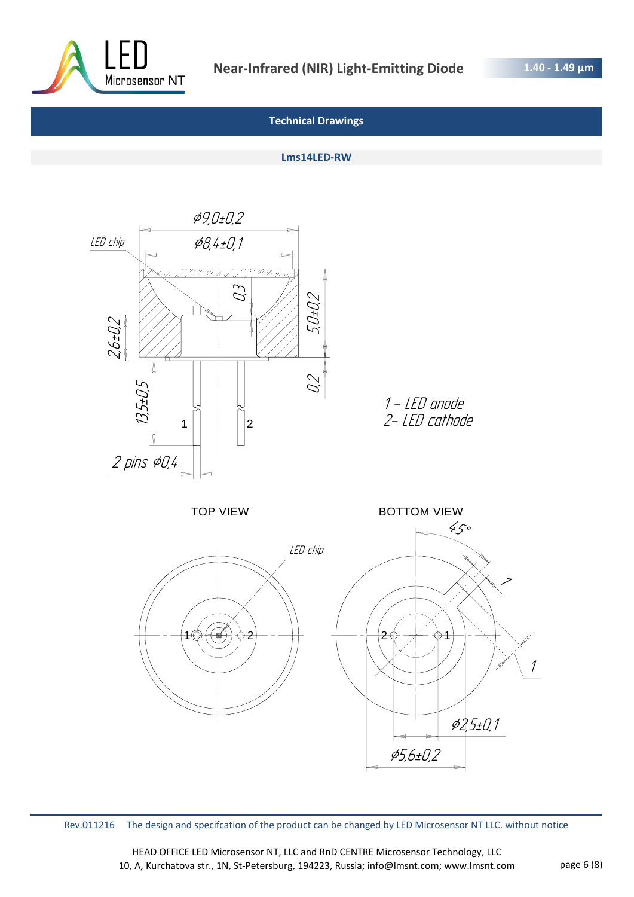## Technical Drawings

### Lms14LED-RW

LED chip

⌀9,0±0,2

⌀8,4±0,1

0,3

5,0±0,2

2,6±0,2

0,2

13,5±0,5

2 pins ⌀0,4

1 – LED anode
2– LED cathode

TOP VIEW

BOTTOM VIEW

45°

1

1

⌀2,5±0,1

⌀5,6±0,2

Rev.011216 The design and specifcation of the product can be changed by LED Microsensor NT LLC. without notice

HEAD OFFICE LED Microsensor NT, LLC and RnD CENTRE Microsensor Technology, LLC
10, A, Kurchatova str., 1N, St-Petersburg, 194223, Russia; info@lmsnt.com; www.lmsnt.com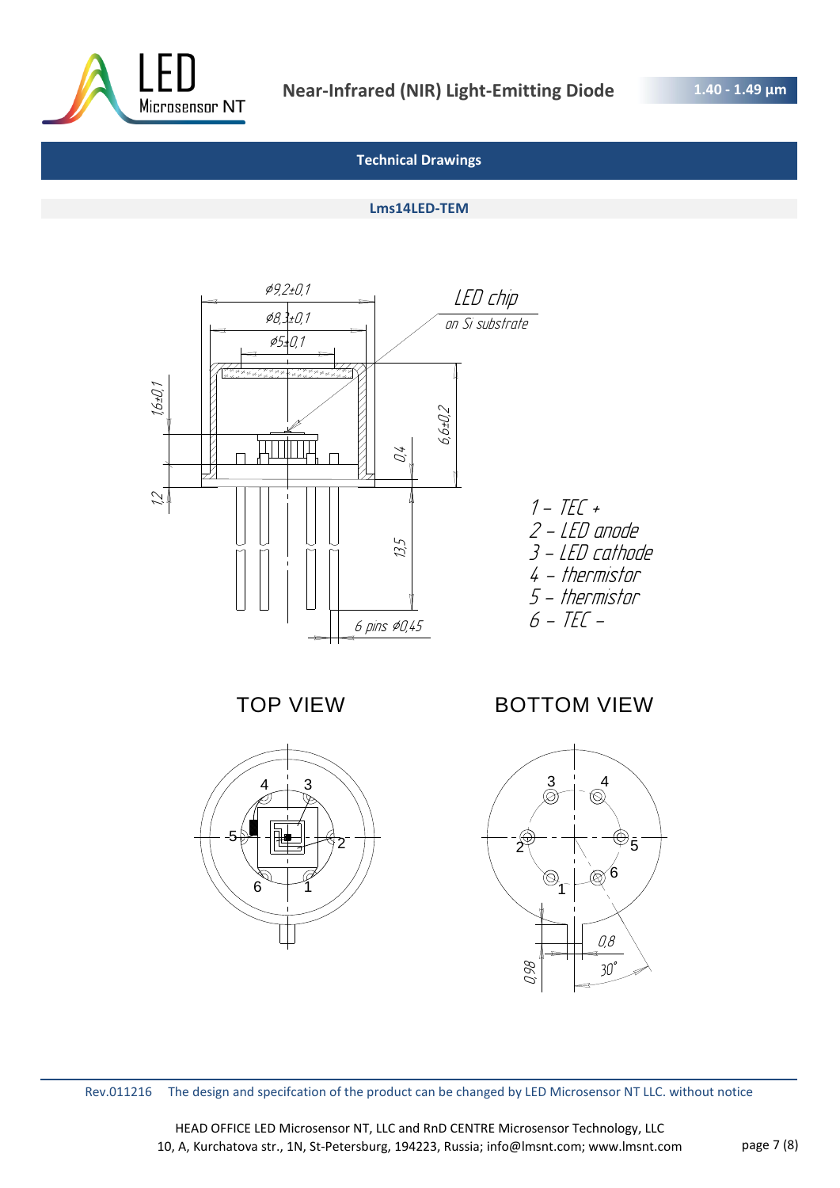## Technical Drawings

### Lms14LED-TEM

LED chip on Si substrate

Ø9,2±0,1

Ø8,3±0,1

Ø5±0,1

1,6±0,1

6,6±0,2

0,4

1,2

13,5

6 pins Ø0,45

1 – TEC +
2 – LED anode
3 – LED cathode
4 – thermistor
5 – thermistor
6 – TEC –

TOP VIEW

BOTTOM VIEW

0,8

0,98

30°

Rev.011216 The design and specifcation of the product can be changed by LED Microsensor NT LLC. without notice

HEAD OFFICE LED Microsensor NT, LLC and RnD CENTRE Microsensor Technology, LLC
10, A, Kurchatova str., 1N, St-Petersburg, 194223, Russia; info@lmsnt.com; www.lmsnt.com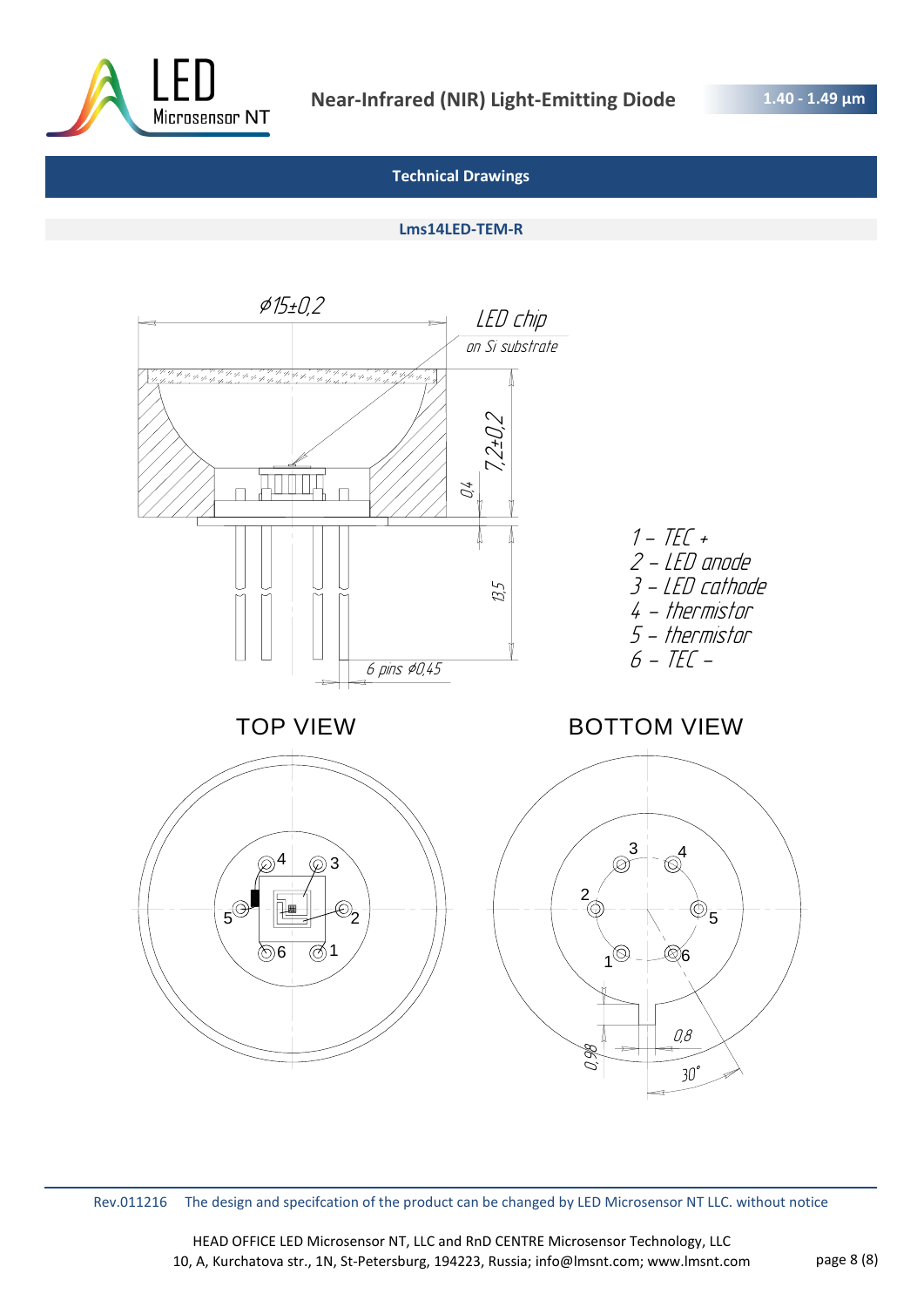## Technical Drawings

### Lms14LED-TEM-R

ø15±0,2

LED chip

on Si substrate

7,2±0,2

0,4

13,5

6 pins ø0,45

1 – TEC +
2 – LED anode
3 – LED cathode
4 – thermistor
5 – thermistor
6 – TEC –

TOP VIEW

4 3 5 2 6 1

BOTTOM VIEW

3 4 2 5 1 6

0,8

0,98

30°

Rev.011216 The design and specifcation of the product can be changed by LED Microsensor NT LLC. without notice

HEAD OFFICE LED Microsensor NT, LLC and RnD CENTRE Microsensor Technology, LLC
10, A, Kurchatova str., 1N, St-Petersburg, 194223, Russia; info@lmsnt.com; www.lmsnt.com